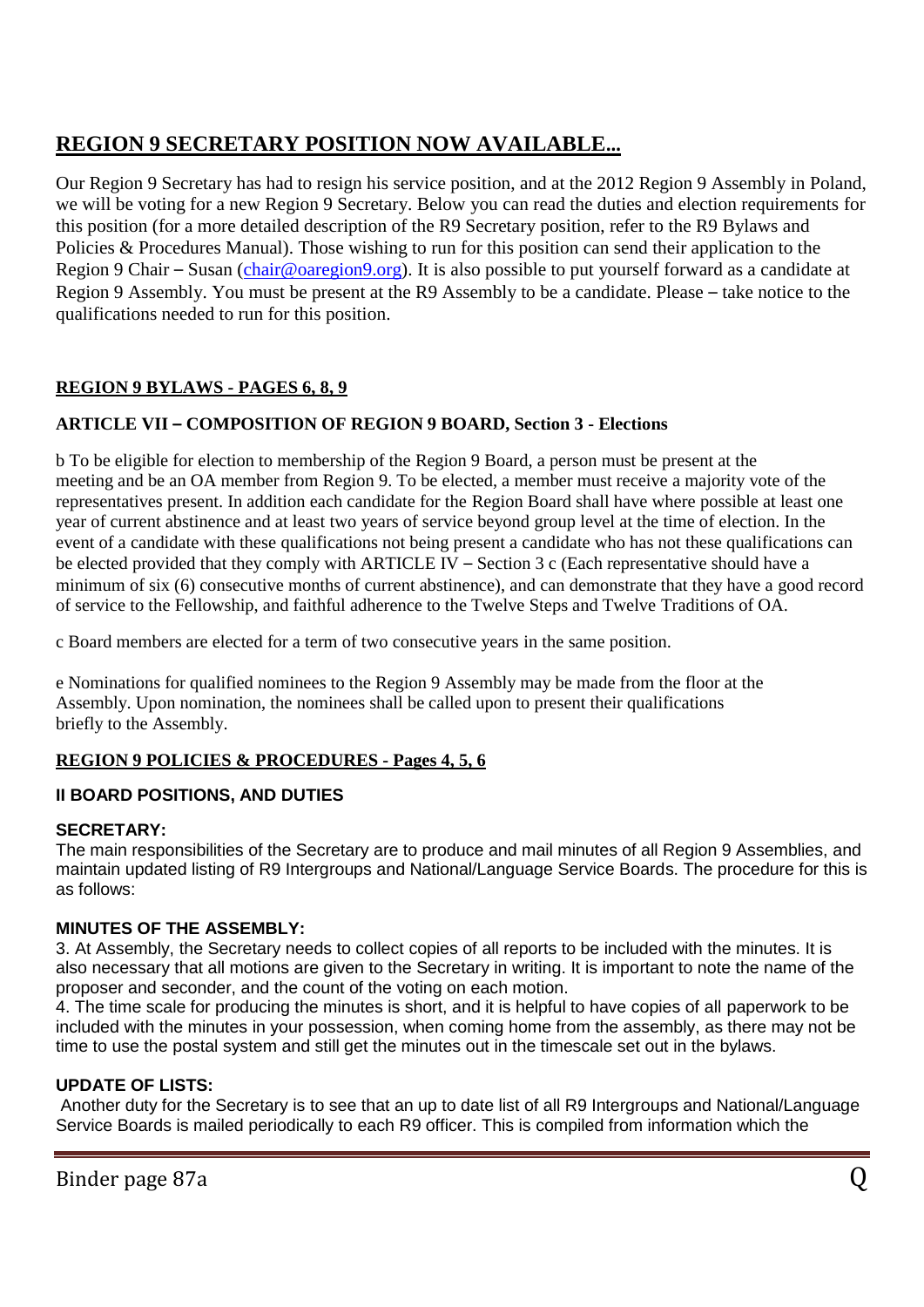## **REGION 9 SECRETARY POSITION NOW AVAILABLE...**

Our Region 9 Secretary has had to resign his service position, and at the 2012 Region 9 Assembly in Poland, we will be voting for a new Region 9 Secretary. Below you can read the duties and election requirements for this position (for a more detailed description of the R9 Secretary position, refer to the R9 Bylaws and Policies & Procedures Manual). Those wishing to run for this position can send their application to the Region 9 Chair – Susan (chair@oaregion9.org). It is also possible to put yourself forward as a candidate at Region 9 Assembly. You must be present at the R9 Assembly to be a candidate. Please – take notice to the qualifications needed to run for this position.

### **REGION 9 BYLAWS - PAGES 6, 8, 9**

#### **ARTICLE VII – COMPOSITION OF REGION 9 BOARD, Section 3 - Elections**

b To be eligible for election to membership of the Region 9 Board, a person must be present at the meeting and be an OA member from Region 9. To be elected, a member must receive a majority vote of the representatives present. In addition each candidate for the Region Board shall have where possible at least one year of current abstinence and at least two years of service beyond group level at the time of election. In the event of a candidate with these qualifications not being present a candidate who has not these qualifications can be elected provided that they comply with ARTICLE IV – Section 3 c (Each representative should have a minimum of six (6) consecutive months of current abstinence), and can demonstrate that they have a good record of service to the Fellowship, and faithful adherence to the Twelve Steps and Twelve Traditions of OA.

c Board members are elected for a term of two consecutive years in the same position.

e Nominations for qualified nominees to the Region 9 Assembly may be made from the floor at the Assembly. Upon nomination, the nominees shall be called upon to present their qualifications briefly to the Assembly.

### **REGION 9 POLICIES & PROCEDURES - Pages 4, 5, 6**

#### **II BOARD POSITIONS, AND DUTIES**

**SECRETARY:**

The main responsibilities of the Secretary are to produce and mail minutes of all Region 9 Assemblies, and maintain updated listing of R9 Intergroups and National/Language Service Boards. The procedure for this is as follows:

**MINUTES OF THE ASSEMBLY:**

3. At Assembly, the Secretary needs to collect copies of all reports to be included with the minutes. It is also necessary that all motions are given to the Secretary in writing. It is important to note the name of the proposer and seconder, and the count of the voting on each motion.

4. The time scale for producing the minutes is short, and it is helpful to have copies of all paperwork to be included with the minutes in your possession, when coming home from the assembly, as there may not be time to use the postal system and still get the minutes out in the timescale set out in the bylaws.

**UPDATE OF LISTS:**

Another duty for the Secretary is to see that an up to date list of all R9 Intergroups and National/Language Service Boards is mailed periodically to each R9 officer. This is compiled from information which the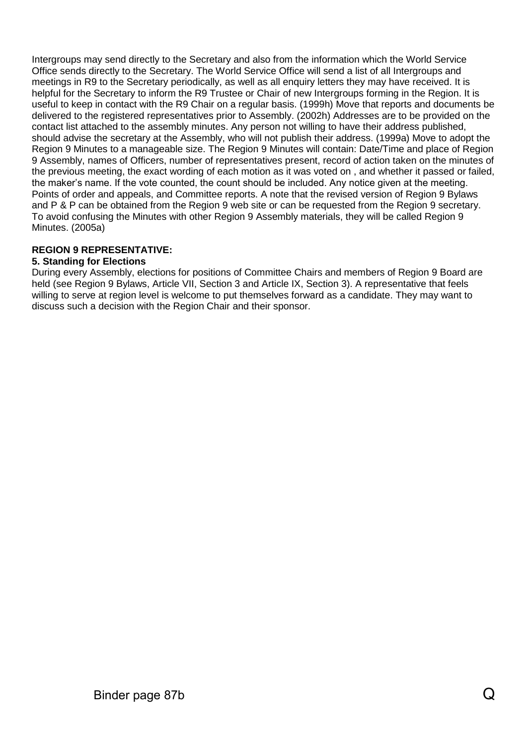Intergroups may send directly to the Secretary and also from the information which the World Service Office sends directly to the Secretary. The World Service Office will send a list of all Intergroups and meetings in R9 to the Secretary periodically, as well as all enquiry letters they may have received. It is helpful for the Secretary to inform the R9 Trustee or Chair of new Intergroups forming in the Region. It is useful to keep in contact with the R9 Chair on a regular basis. (1999h) Move that reports and documents be delivered to the registered representatives prior to Assembly. (2002h) Addresses are to be provided on the contact list attached to the assembly minutes. Any person not willing to have their address published, should advise the secretary at the Assembly, who will not publish their address. (1999a) Move to adopt the Region 9 Minutes to a manageable size. The Region 9 Minutes will contain: Date/Time and place of Region 9 Assembly, names of Officers, number of representatives present, record of action taken on the minutes of the previous meeting, the exact wording of each motion as it was voted on , and whether it passed or failed, the maker's name. If the vote counted, the count should be included. Any notice given at the meeting. Points of order and appeals, and Committee reports. A note that the revised version of Region 9 Bylaws and P & P can be obtained from the Region 9 web site or can be requested from the Region 9 secretary. To avoid confusing the Minutes with other Region 9 Assembly materials, they will be called Region 9 Minutes. (2005a)

**REGION 9 REPRESENTATIVE:**

**5. Standing for Elections**

During every Assembly, elections for positions of Committee Chairs and members of Region 9 Board are held (see Region 9 Bylaws, Article VII, Section 3 and Article IX, Section 3). A representative that feels willing to serve at region level is welcome to put themselves forward as a candidate. They may want to discuss such a decision with the Region Chair and their sponsor.